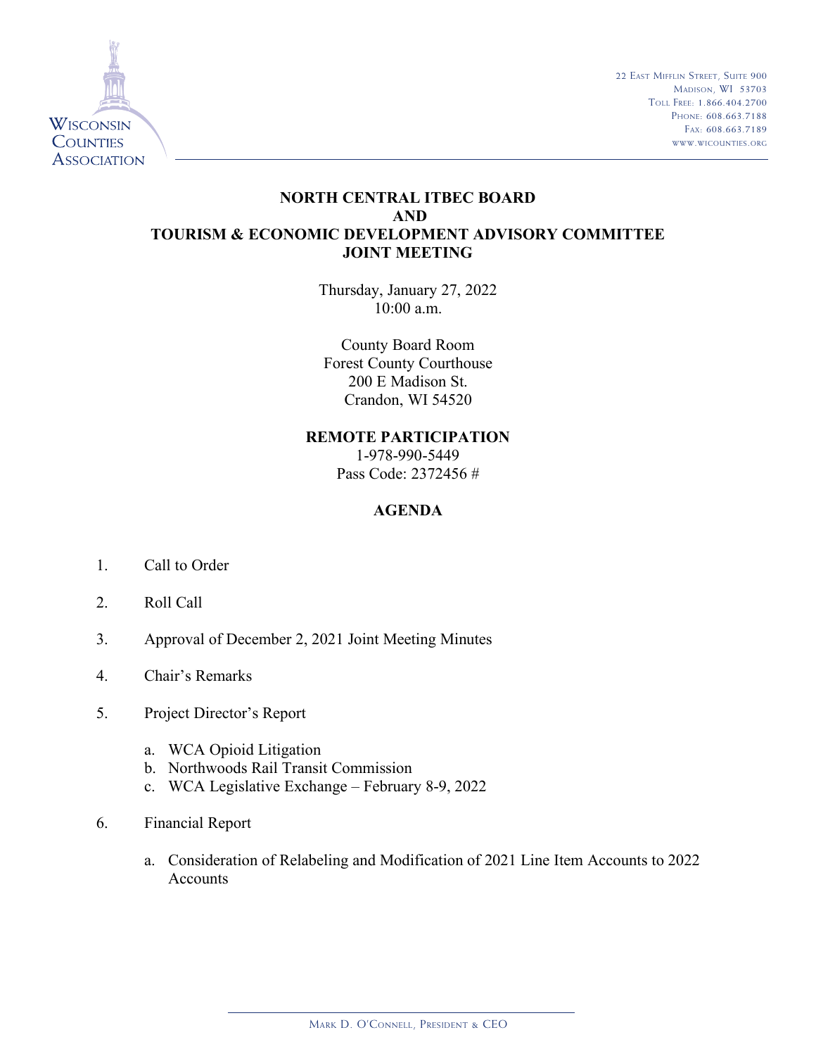WISCONSIN COUNTIES ASSOCIATION

22 EAST MIFFLIN STREET, SUITE 900
MADISON, WI 53703
TOLL FREE: 1.866.404.2700
PHONE: 608.663.7188
FAX: 608.663.7189
WWW.WICOUNTIES.ORG

# NORTH CENTRAL ITBEC BOARD AND TOURISM & ECONOMIC DEVELOPMENT ADVISORY COMMITTEE JOINT MEETING

Thursday, January 27, 2022
10:00 a.m.

County Board Room
Forest County Courthouse
200 E Madison St.
Crandon, WI 54520

**REMOTE PARTICIPATION**
1-978-990-5449
Pass Code: 2372456 #

## AGENDA

1. Call to Order
2. Roll Call
3. Approval of December 2, 2021 Joint Meeting Minutes
4. Chair's Remarks
5. Project Director's Report
   a. WCA Opioid Litigation
   b. Northwoods Rail Transit Commission
   c. WCA Legislative Exchange – February 8-9, 2022
6. Financial Report
   a. Consideration of Relabeling and Modification of 2021 Line Item Accounts to 2022 Accounts

MARK D. O'CONNELL, PRESIDENT & CEO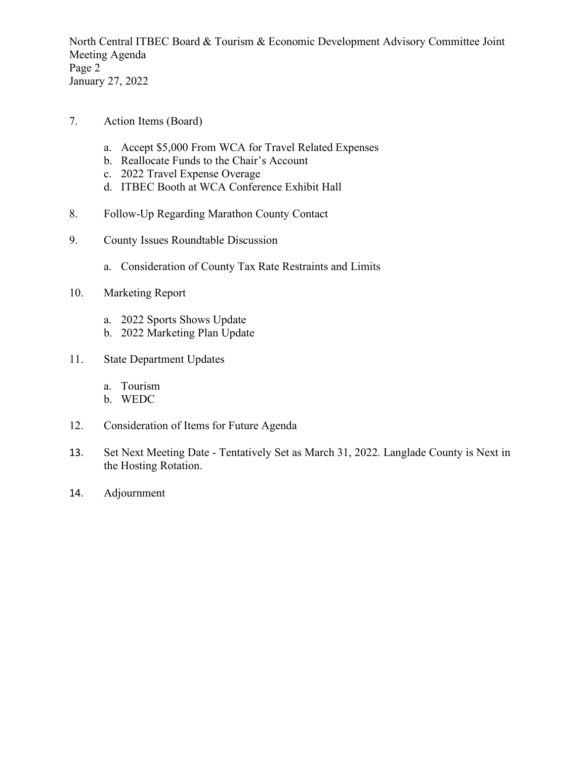7. Action Items (Board)

    a. Accept $5,000 From WCA for Travel Related Expenses
    b. Reallocate Funds to the Chair's Account
    c. 2022 Travel Expense Overage
    d. ITBEC Booth at WCA Conference Exhibit Hall

8. Follow-Up Regarding Marathon County Contact

9. County Issues Roundtable Discussion

    a. Consideration of County Tax Rate Restraints and Limits

10. Marketing Report

    a. 2022 Sports Shows Update
    b. 2022 Marketing Plan Update

11. State Department Updates

    a. Tourism
    b. WEDC

12. Consideration of Items for Future Agenda

13. Set Next Meeting Date - Tentatively Set as March 31, 2022. Langlade County is Next in the Hosting Rotation.

14. Adjournment